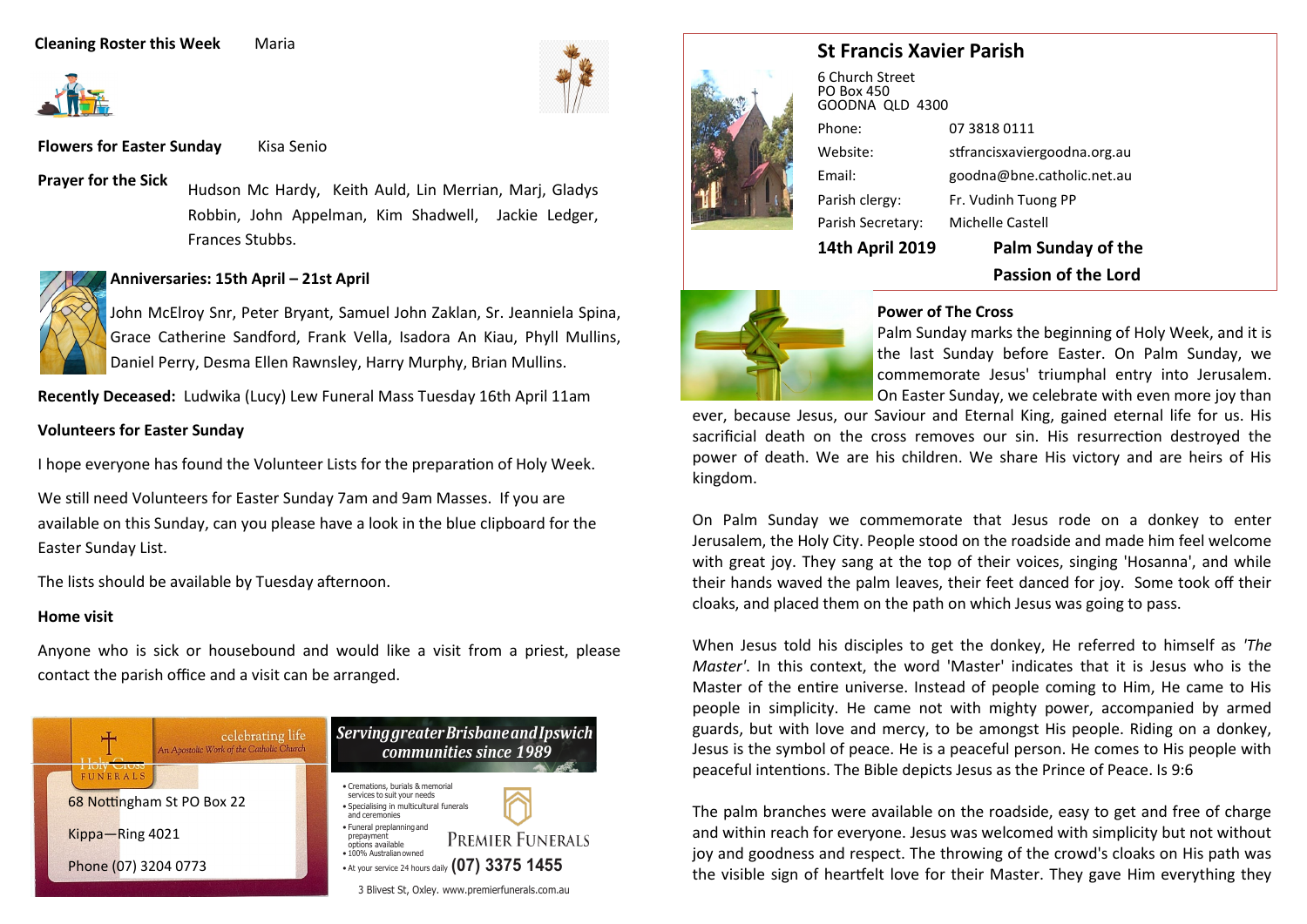**Cleaning Roster this Week** Maria

**Flowers for Easter Sunday** Kisa Senio

**Prayer for the Sick** Hudson Mc Hardy, Keith Auld, Lin Merrian, Marj, Gladys Robbin, John Appelman, Kim Shadwell, Jackie Ledger, Frances Stubbs.

**Anniversaries: 15th April – 21st April**

John McElroy Snr, Peter Bryant, Samuel John Zaklan, Sr. Jeanniela Spina, Grace Catherine Sandford, Frank Vella, Isadora An Kiau, Phyll Mullins, Daniel Perry, Desma Ellen Rawnsley, Harry Murphy, Brian Mullins.

**Recently Deceased:** Ludwika (Lucy) Lew Funeral Mass Tuesday 16th April 11am

**Volunteers for Easter Sunday**

I hope everyone has found the Volunteer Lists for the preparation of Holy Week.

We still need Volunteers for Easter Sunday 7am and 9am Masses. If you are available on this Sunday, can you please have a look in the blue clipboard for the Easter Sunday List.

The lists should be available by Tuesday afternoon.

**Home visit**

Anyone who is sick or housebound and would like a visit from a priest, please contact the parish office and a visit can be arranged.

Holy Cross Funerals — celebrating life — An Apostolic Work of the Catholic Church

68 Nottingham St PO Box 22

Kippa—Ring 4021

Phone (07) 3204 0773

*Serving greater Brisbane and Ipswich communities since 1989*

- Cremations, burials & memorial services to suit your needs
- Specialising in multicultural funerals and ceremonies
- Funeral preplanning and prepayment options available
- 100% Australian owned
- At your service 24 hours daily **(07) 3375 1455**

PREMIER FUNERALS

3 Blivest St, Oxley. www.premierfunerals.com.au

## St Francis Xavier Parish

6 Church Street
PO Box 450
GOODNA QLD 4300

| | |
|---|---|
| Phone: | 07 3818 0111 |
| Website: | stfrancisxaviergoodna.org.au |
| Email: | goodna@bne.catholic.net.au |
| Parish clergy: | Fr. Vudinh Tuong PP |
| Parish Secretary: | Michelle Castell |

**14th April 2019** **Palm Sunday of the Passion of the Lord**

### Power of The Cross

Palm Sunday marks the beginning of Holy Week, and it is the last Sunday before Easter. On Palm Sunday, we commemorate Jesus' triumphal entry into Jerusalem. On Easter Sunday, we celebrate with even more joy than ever, because Jesus, our Saviour and Eternal King, gained eternal life for us. His sacrificial death on the cross removes our sin. His resurrection destroyed the power of death. We are his children. We share His victory and are heirs of His kingdom.

On Palm Sunday we commemorate that Jesus rode on a donkey to enter Jerusalem, the Holy City. People stood on the roadside and made him feel welcome with great joy. They sang at the top of their voices, singing 'Hosanna', and while their hands waved the palm leaves, their feet danced for joy. Some took off their cloaks, and placed them on the path on which Jesus was going to pass.

When Jesus told his disciples to get the donkey, He referred to himself as *'The Master'*. In this context, the word 'Master' indicates that it is Jesus who is the Master of the entire universe. Instead of people coming to Him, He came to His people in simplicity. He came not with mighty power, accompanied by armed guards, but with love and mercy, to be amongst His people. Riding on a donkey, Jesus is the symbol of peace. He is a peaceful person. He comes to His people with peaceful intentions. The Bible depicts Jesus as the Prince of Peace. Is 9:6

The palm branches were available on the roadside, easy to get and free of charge and within reach for everyone. Jesus was welcomed with simplicity but not without joy and goodness and respect. The throwing of the crowd's cloaks on His path was the visible sign of heartfelt love for their Master. They gave Him everything they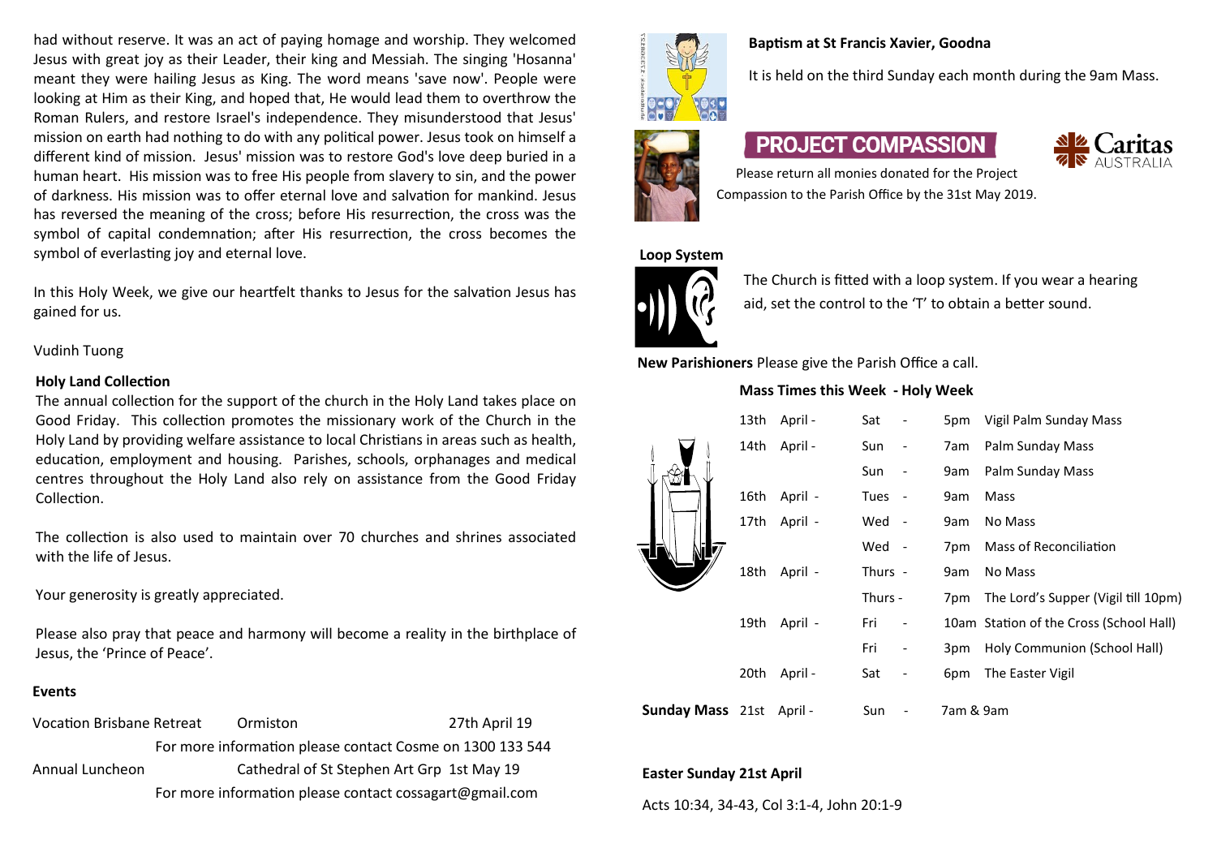had without reserve. It was an act of paying homage and worship. They welcomed Jesus with great joy as their Leader, their king and Messiah. The singing 'Hosanna' meant they were hailing Jesus as King. The word means 'save now'. People were looking at Him as their King, and hoped that, He would lead them to overthrow the Roman Rulers, and restore Israel's independence. They misunderstood that Jesus' mission on earth had nothing to do with any political power. Jesus took on himself a different kind of mission. Jesus' mission was to restore God's love deep buried in a human heart. His mission was to free His people from slavery to sin, and the power of darkness. His mission was to offer eternal love and salvation for mankind. Jesus has reversed the meaning of the cross; before His resurrection, the cross was the symbol of capital condemnation; after His resurrection, the cross becomes the symbol of everlasting joy and eternal love.

In this Holy Week, we give our heartfelt thanks to Jesus for the salvation Jesus has gained for us.

Vudinh Tuong

**Holy Land Collection**

The annual collection for the support of the church in the Holy Land takes place on Good Friday. This collection promotes the missionary work of the Church in the Holy Land by providing welfare assistance to local Christians in areas such as health, education, employment and housing. Parishes, schools, orphanages and medical centres throughout the Holy Land also rely on assistance from the Good Friday Collection.

The collection is also used to maintain over 70 churches and shrines associated with the life of Jesus.

Your generosity is greatly appreciated.

Please also pray that peace and harmony will become a reality in the birthplace of Jesus, the 'Prince of Peace'.

**Events**

| | | |
|---|---|---|
| Vocation Brisbane Retreat | Ormiston | 27th April 19 |
| | For more information please contact Cosme on 1300 133 544 | |
| Annual Luncheon | Cathedral of St Stephen Art Grp | 1st May 19 |
| | For more information please contact cossagart@gmail.com | |

**Baptism at St Francis Xavier, Goodna**

It is held on the third Sunday each month during the 9am Mass.

## PROJECT COMPASSION

Caritas AUSTRALIA

Please return all monies donated for the Project Compassion to the Parish Office by the 31st May 2019.

**Loop System**

The Church is fitted with a loop system. If you wear a hearing aid, set the control to the 'T' to obtain a better sound.

**New Parishioners** Please give the Parish Office a call.

**Mass Times this Week - Holy Week**

| | | | | | |
|---|---|---|---|---|---|
| 13th | April - | Sat | - | 5pm | Vigil Palm Sunday Mass |
| 14th | April - | Sun | - | 7am | Palm Sunday Mass |
| | | Sun | - | 9am | Palm Sunday Mass |
| 16th | April - | Tues | - | 9am | Mass |
| 17th | April - | Wed | - | 9am | No Mass |
| | | Wed | - | 7pm | Mass of Reconciliation |
| 18th | April - | Thurs | - | 9am | No Mass |
| | | Thurs | - | 7pm | The Lord's Supper (Vigil till 10pm) |
| 19th | April - | Fri | - | 10am | Station of the Cross (School Hall) |
| | | Fri | - | 3pm | Holy Communion (School Hall) |
| 20th | April - | Sat | - | 6pm | The Easter Vigil |
| **Sunday Mass** 21st | April - | Sun | - | 7am & 9am | |

**Easter Sunday 21st April**

Acts 10:34, 34-43, Col 3:1-4, John 20:1-9